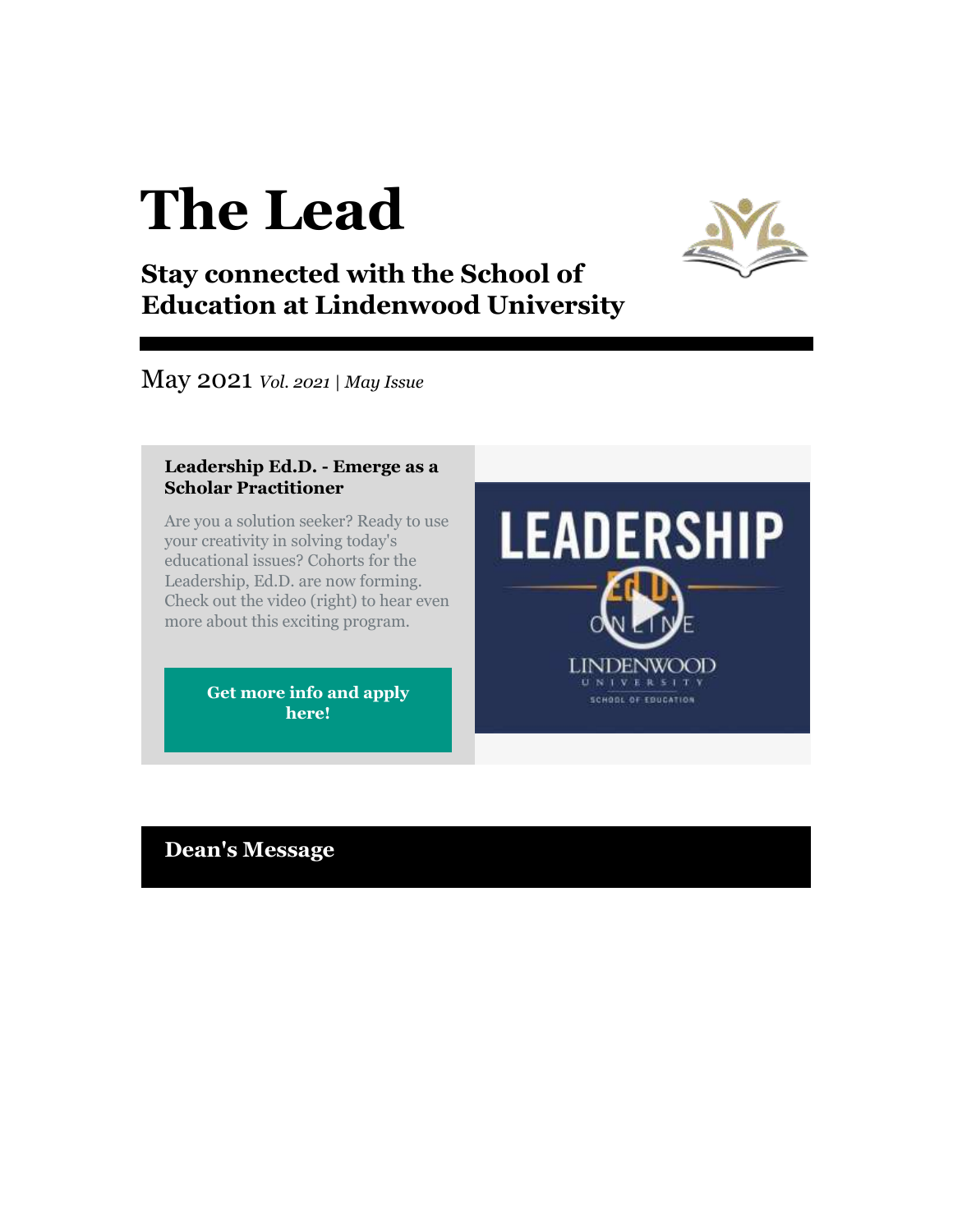# The Lead

## Stay connected with the School of Education at Lindenwood University

May 2021 *Vol. 2021 | May Issue*

### Leadership Ed.D. - Emerge as a Scholar Practitioner

Are you a solution seeker? Ready to use your creativity in solving today's educational issues? Cohorts for the Leadership, Ed.D. are now forming. Check out the video (right) to hear even more about this exciting program.

**Get more info and apply here!**

## Dean's Message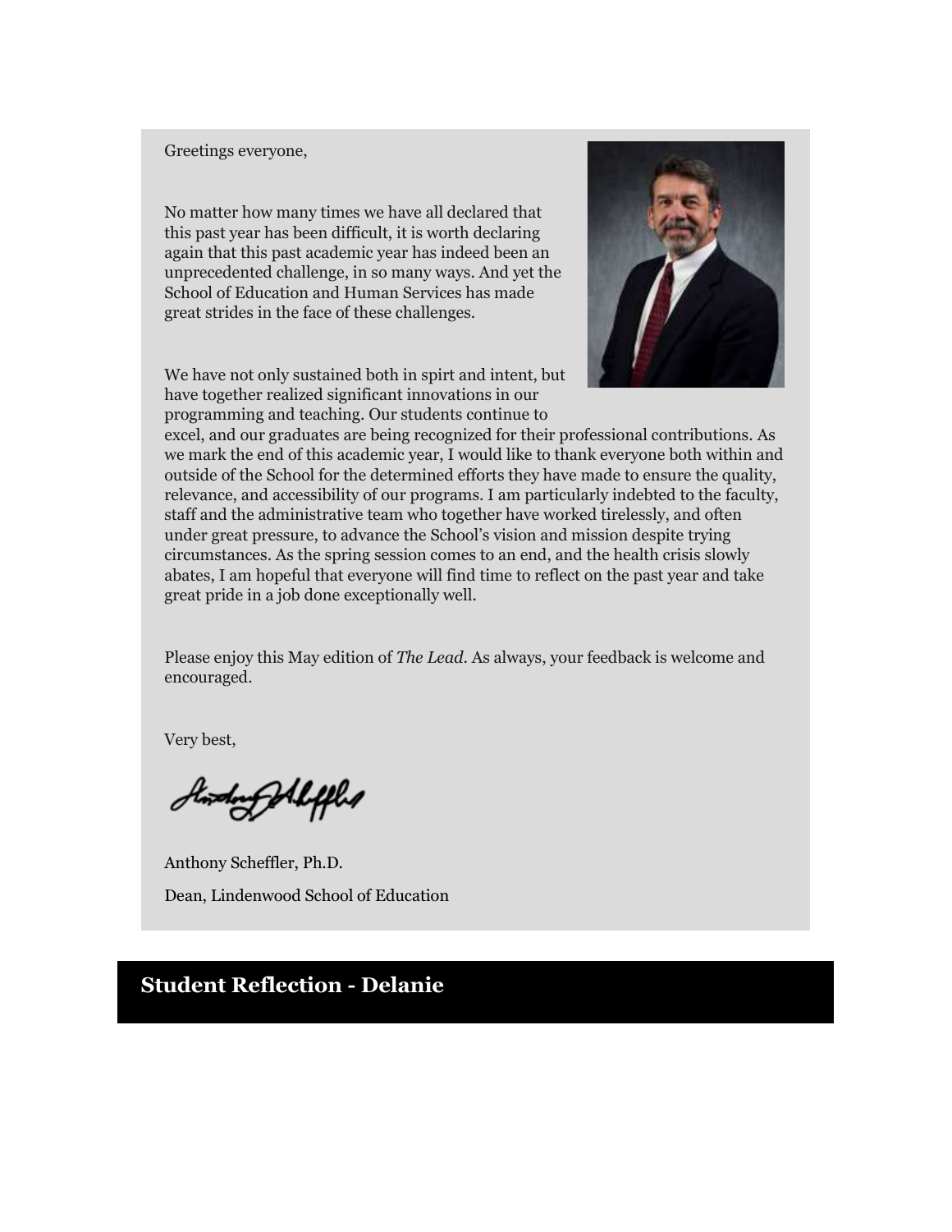Greetings everyone,

No matter how many times we have all declared that this past year has been difficult, it is worth declaring again that this past academic year has indeed been an unprecedented challenge, in so many ways. And yet the School of Education and Human Services has made great strides in the face of these challenges.

We have not only sustained both in spirt and intent, but have together realized significant innovations in our programming and teaching. Our students continue to excel, and our graduates are being recognized for their professional contributions. As we mark the end of this academic year, I would like to thank everyone both within and outside of the School for the determined efforts they have made to ensure the quality, relevance, and accessibility of our programs. I am particularly indebted to the faculty, staff and the administrative team who together have worked tirelessly, and often under great pressure, to advance the School's vision and mission despite trying circumstances. As the spring session comes to an end, and the health crisis slowly abates, I am hopeful that everyone will find time to reflect on the past year and take great pride in a job done exceptionally well.

Please enjoy this May edition of *The Lead*. As always, your feedback is welcome and encouraged.

Very best,

Anthony Scheffler, Ph.D.

Dean, Lindenwood School of Education

## Student Reflection - Delanie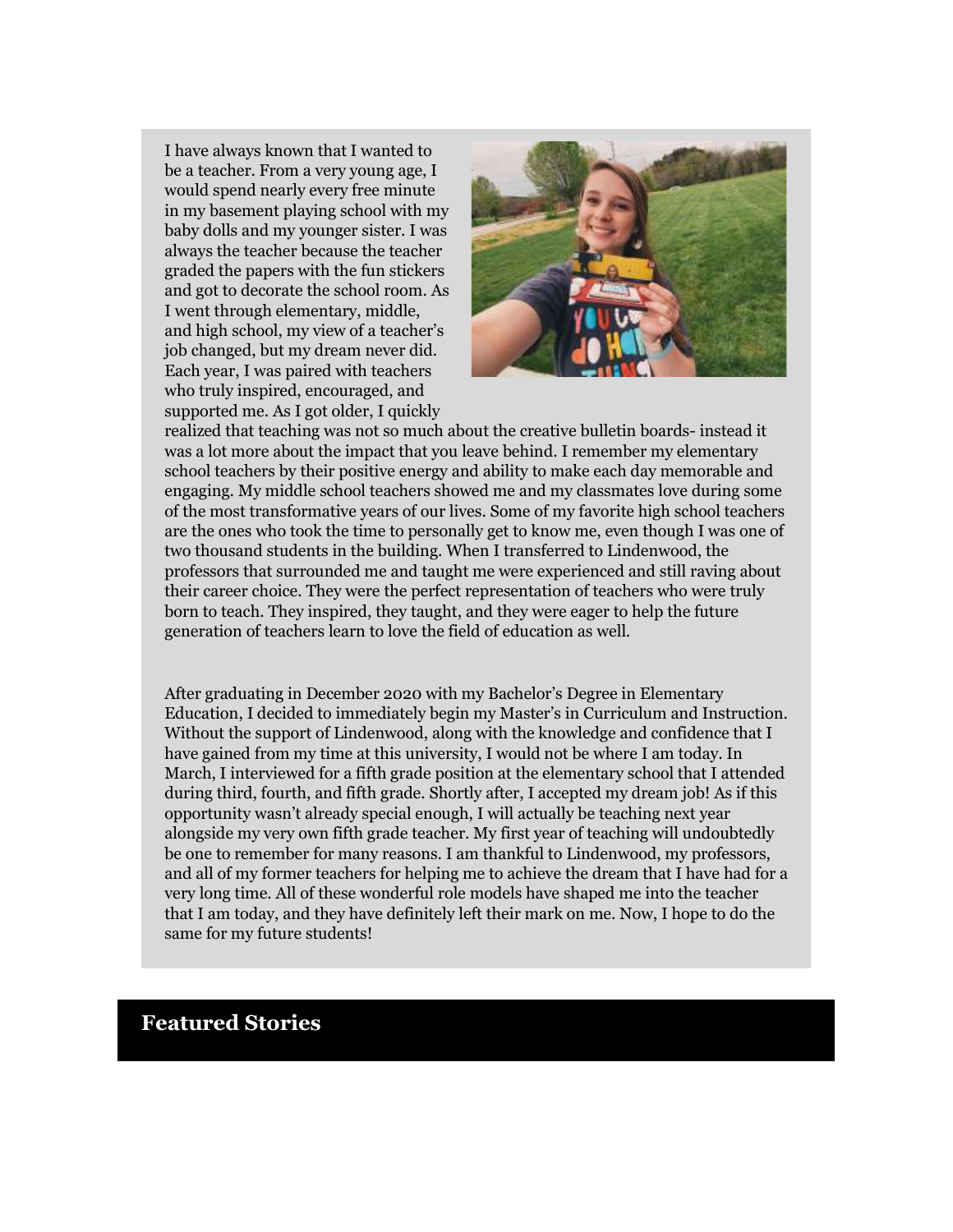I have always known that I wanted to be a teacher. From a very young age, I would spend nearly every free minute in my basement playing school with my baby dolls and my younger sister. I was always the teacher because the teacher graded the papers with the fun stickers and got to decorate the school room. As I went through elementary, middle, and high school, my view of a teacher's job changed, but my dream never did. Each year, I was paired with teachers who truly inspired, encouraged, and supported me. As I got older, I quickly realized that teaching was not so much about the creative bulletin boards- instead it was a lot more about the impact that you leave behind. I remember my elementary school teachers by their positive energy and ability to make each day memorable and engaging. My middle school teachers showed me and my classmates love during some of the most transformative years of our lives. Some of my favorite high school teachers are the ones who took the time to personally get to know me, even though I was one of two thousand students in the building. When I transferred to Lindenwood, the professors that surrounded me and taught me were experienced and still raving about their career choice. They were the perfect representation of teachers who were truly born to teach. They inspired, they taught, and they were eager to help the future generation of teachers learn to love the field of education as well.

After graduating in December 2020 with my Bachelor's Degree in Elementary Education, I decided to immediately begin my Master's in Curriculum and Instruction. Without the support of Lindenwood, along with the knowledge and confidence that I have gained from my time at this university, I would not be where I am today. In March, I interviewed for a fifth grade position at the elementary school that I attended during third, fourth, and fifth grade. Shortly after, I accepted my dream job! As if this opportunity wasn't already special enough, I will actually be teaching next year alongside my very own fifth grade teacher. My first year of teaching will undoubtedly be one to remember for many reasons. I am thankful to Lindenwood, my professors, and all of my former teachers for helping me to achieve the dream that I have had for a very long time. All of these wonderful role models have shaped me into the teacher that I am today, and they have definitely left their mark on me. Now, I hope to do the same for my future students!

## Featured Stories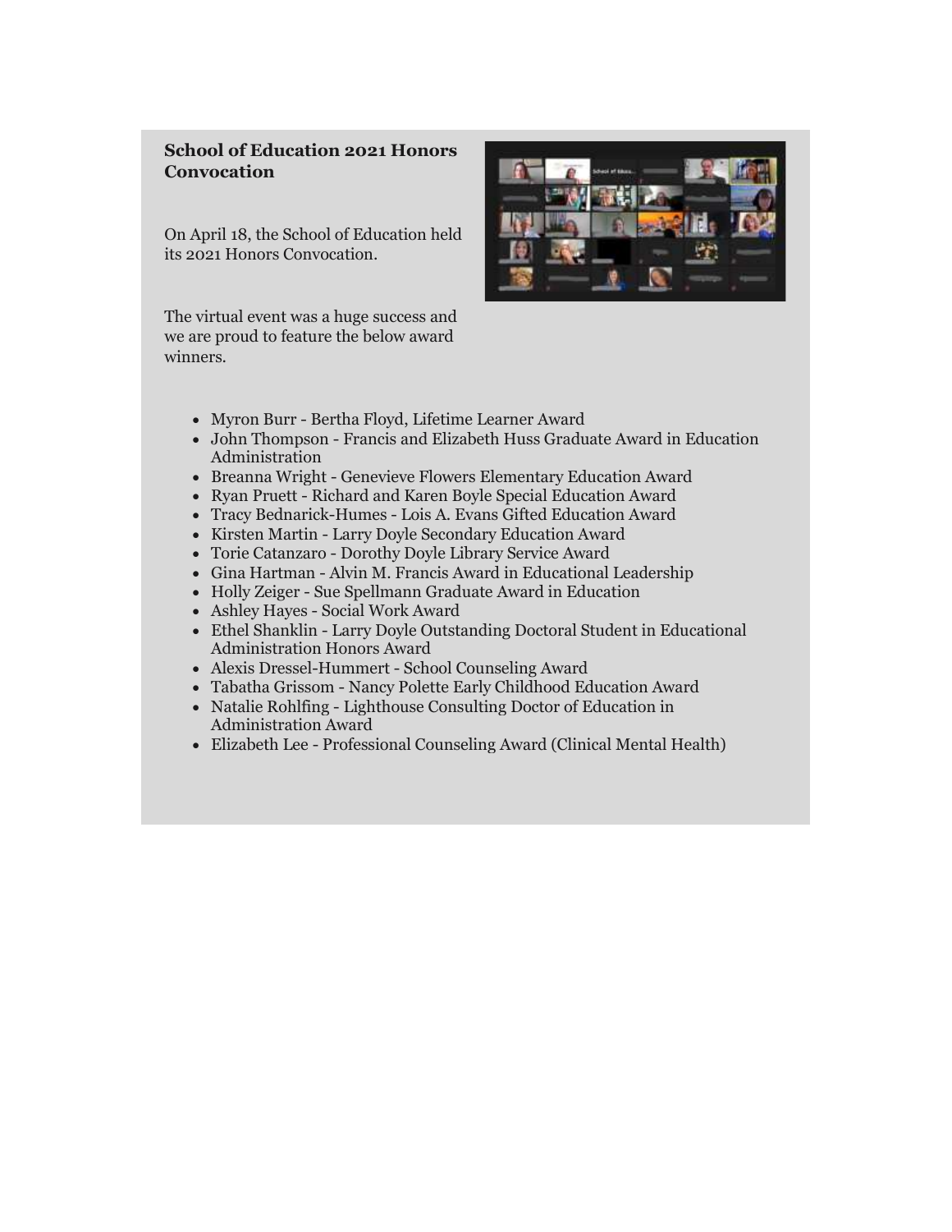## School of Education 2021 Honors Convocation

On April 18, the School of Education held its 2021 Honors Convocation.

The virtual event was a huge success and we are proud to feature the below award winners.

- Myron Burr - Bertha Floyd, Lifetime Learner Award
- John Thompson - Francis and Elizabeth Huss Graduate Award in Education Administration
- Breanna Wright - Genevieve Flowers Elementary Education Award
- Ryan Pruett - Richard and Karen Boyle Special Education Award
- Tracy Bednarick-Humes - Lois A. Evans Gifted Education Award
- Kirsten Martin - Larry Doyle Secondary Education Award
- Torie Catanzaro - Dorothy Doyle Library Service Award
- Gina Hartman - Alvin M. Francis Award in Educational Leadership
- Holly Zeiger - Sue Spellmann Graduate Award in Education
- Ashley Hayes - Social Work Award
- Ethel Shanklin - Larry Doyle Outstanding Doctoral Student in Educational Administration Honors Award
- Alexis Dressel-Hummert - School Counseling Award
- Tabatha Grissom - Nancy Polette Early Childhood Education Award
- Natalie Rohlfing - Lighthouse Consulting Doctor of Education in Administration Award
- Elizabeth Lee - Professional Counseling Award (Clinical Mental Health)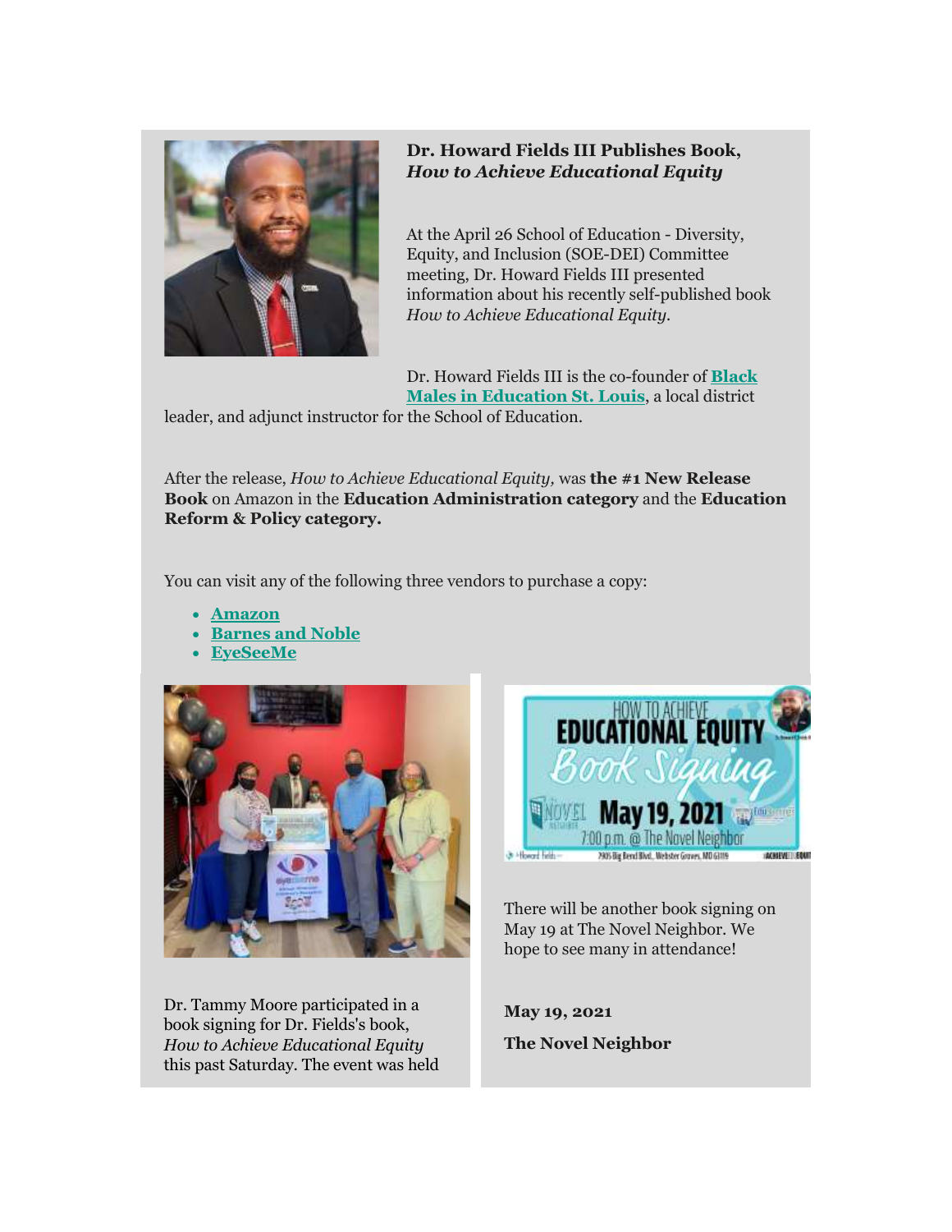### Dr. Howard Fields III Publishes Book, *How to Achieve Educational Equity*

At the April 26 School of Education - Diversity, Equity, and Inclusion (SOE-DEI) Committee meeting, Dr. Howard Fields III presented information about his recently self-published book *How to Achieve Educational Equity.*

Dr. Howard Fields III is the co-founder of **Black Males in Education St. Louis**, a local district leader, and adjunct instructor for the School of Education.

After the release, *How to Achieve Educational Equity,* was **the #1 New Release Book** on Amazon in the **Education Administration category** and the **Education Reform & Policy category.**

You can visit any of the following three vendors to purchase a copy:

- **Amazon**
- **Barnes and Noble**
- **EyeSeeMe**

Dr. Tammy Moore participated in a book signing for Dr. Fields's book, *How to Achieve Educational Equity* this past Saturday. The event was held

There will be another book signing on May 19 at The Novel Neighbor. We hope to see many in attendance!

**May 19, 2021**

**The Novel Neighbor**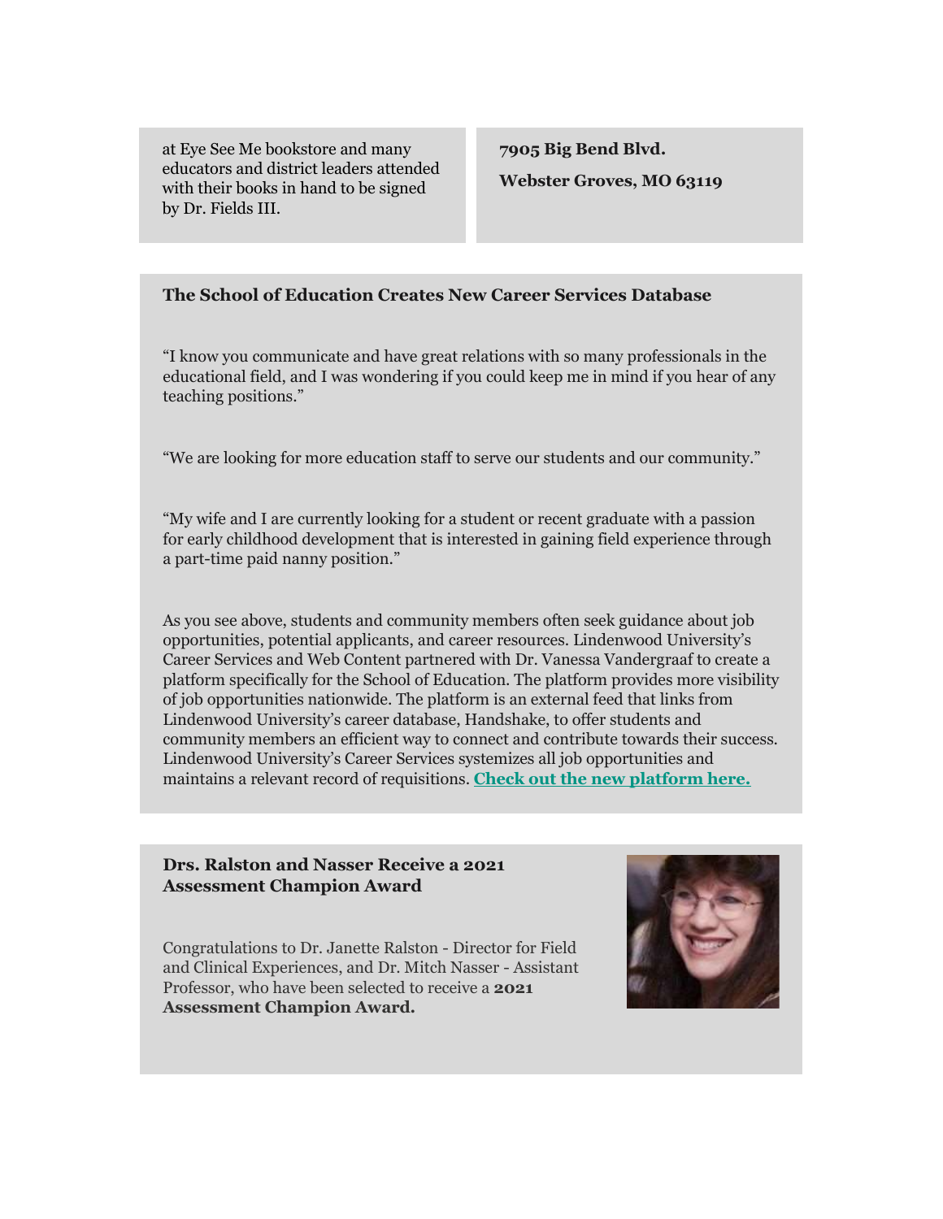at Eye See Me bookstore and many educators and district leaders attended with their books in hand to be signed by Dr. Fields III.

**7905 Big Bend Blvd.**

**Webster Groves, MO 63119**

### The School of Education Creates New Career Services Database

"I know you communicate and have great relations with so many professionals in the educational field, and I was wondering if you could keep me in mind if you hear of any teaching positions."

"We are looking for more education staff to serve our students and our community."

"My wife and I are currently looking for a student or recent graduate with a passion for early childhood development that is interested in gaining field experience through a part-time paid nanny position."

As you see above, students and community members often seek guidance about job opportunities, potential applicants, and career resources. Lindenwood University's Career Services and Web Content partnered with Dr. Vanessa Vandergraaf to create a platform specifically for the School of Education. The platform provides more visibility of job opportunities nationwide. The platform is an external feed that links from Lindenwood University's career database, Handshake, to offer students and community members an efficient way to connect and contribute towards their success. Lindenwood University's Career Services systemizes all job opportunities and maintains a relevant record of requisitions. **Check out the new platform here.**

### Drs. Ralston and Nasser Receive a 2021 Assessment Champion Award

Congratulations to Dr. Janette Ralston - Director for Field and Clinical Experiences, and Dr. Mitch Nasser - Assistant Professor, who have been selected to receive a **2021 Assessment Champion Award.**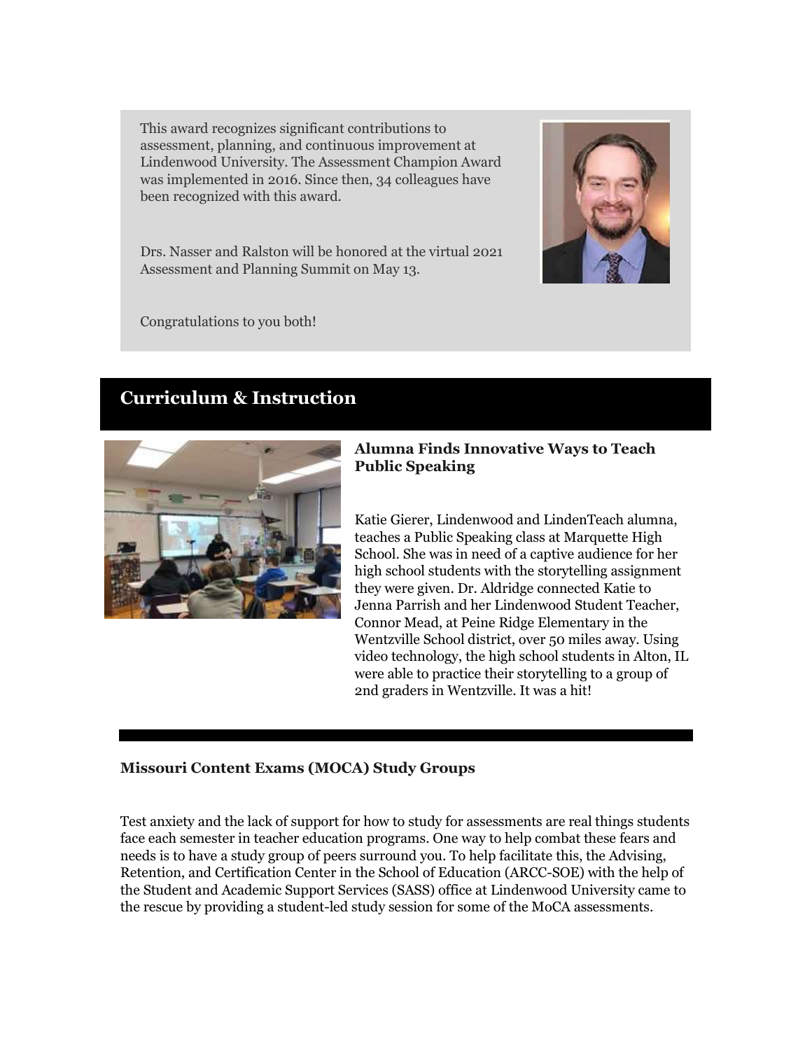This award recognizes significant contributions to assessment, planning, and continuous improvement at Lindenwood University. The Assessment Champion Award was implemented in 2016. Since then, 34 colleagues have been recognized with this award.

Drs. Nasser and Ralston will be honored at the virtual 2021 Assessment and Planning Summit on May 13.

Congratulations to you both!

## Curriculum & Instruction

### Alumna Finds Innovative Ways to Teach Public Speaking

Katie Gierer, Lindenwood and LindenTeach alumna, teaches a Public Speaking class at Marquette High School. She was in need of a captive audience for her high school students with the storytelling assignment they were given. Dr. Aldridge connected Katie to Jenna Parrish and her Lindenwood Student Teacher, Connor Mead, at Peine Ridge Elementary in the Wentzville School district, over 50 miles away. Using video technology, the high school students in Alton, IL were able to practice their storytelling to a group of 2nd graders in Wentzville. It was a hit!

### Missouri Content Exams (MOCA) Study Groups

Test anxiety and the lack of support for how to study for assessments are real things students face each semester in teacher education programs. One way to help combat these fears and needs is to have a study group of peers surround you. To help facilitate this, the Advising, Retention, and Certification Center in the School of Education (ARCC-SOE) with the help of the Student and Academic Support Services (SASS) office at Lindenwood University came to the rescue by providing a student-led study session for some of the MoCA assessments.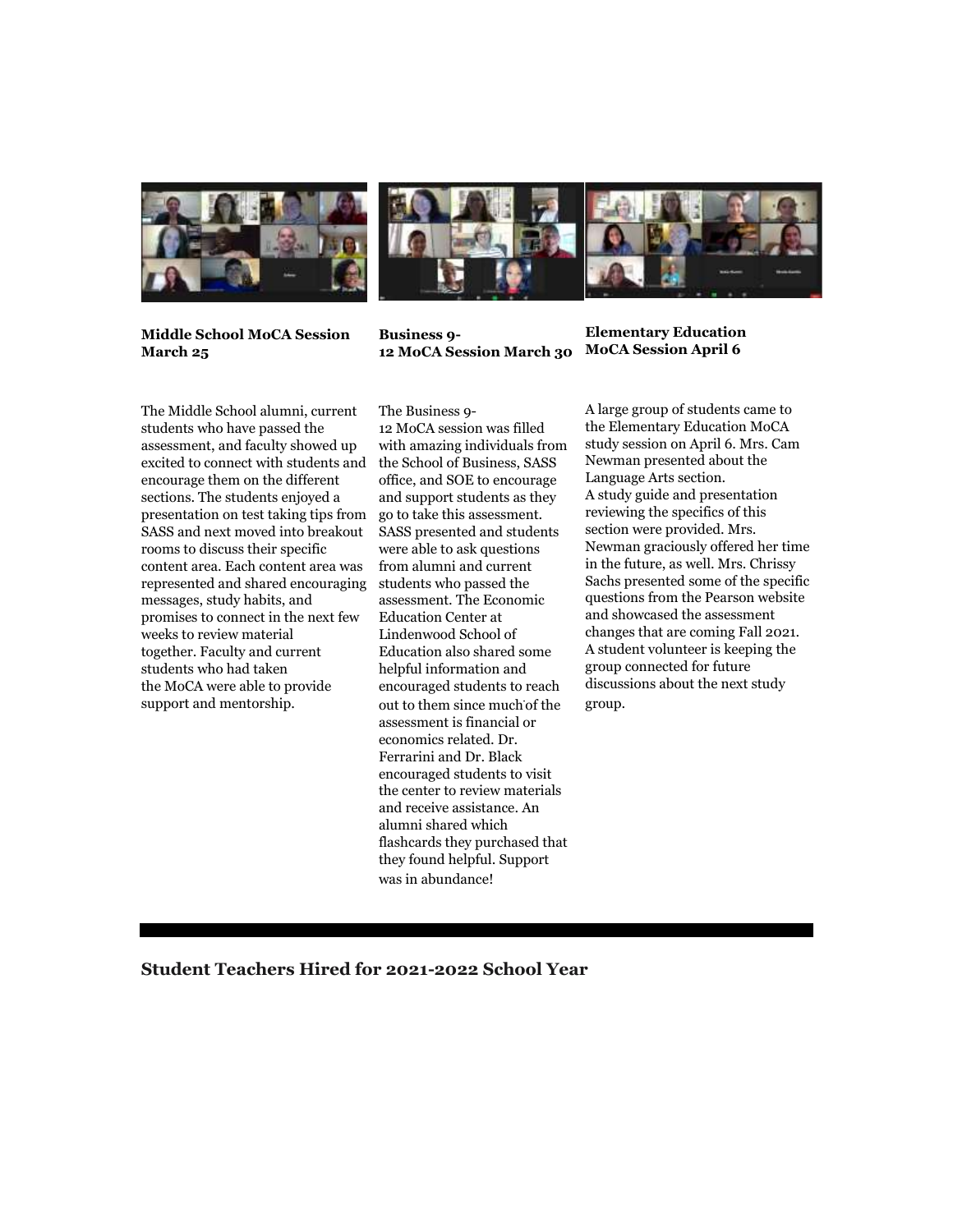**Middle School MoCA Session March 25**

The Middle School alumni, current students who have passed the assessment, and faculty showed up excited to connect with students and encourage them on the different sections. The students enjoyed a presentation on test taking tips from SASS and next moved into breakout rooms to discuss their specific content area. Each content area was represented and shared encouraging messages, study habits, and promises to connect in the next few weeks to review material together. Faculty and current students who had taken the MoCA were able to provide support and mentorship.

**Business 9-12 MoCA Session March 30**

The Business 9-12 MoCA session was filled with amazing individuals from the School of Business, SASS office, and SOE to encourage and support students as they go to take this assessment. SASS presented and students were able to ask questions from alumni and current students who passed the assessment. The Economic Education Center at Lindenwood School of Education also shared some helpful information and encouraged students to reach out to them since much of the assessment is financial or economics related. Dr. Ferrarini and Dr. Black encouraged students to visit the center to review materials and receive assistance. An alumni shared which flashcards they purchased that they found helpful. Support was in abundance!

**Elementary Education MoCA Session April 6**

A large group of students came to the Elementary Education MoCA study session on April 6. Mrs. Cam Newman presented about the Language Arts section. A study guide and presentation reviewing the specifics of this section were provided. Mrs. Newman graciously offered her time in the future, as well. Mrs. Chrissy Sachs presented some of the specific questions from the Pearson website and showcased the assessment changes that are coming Fall 2021. A student volunteer is keeping the group connected for future discussions about the next study group.

## Student Teachers Hired for 2021-2022 School Year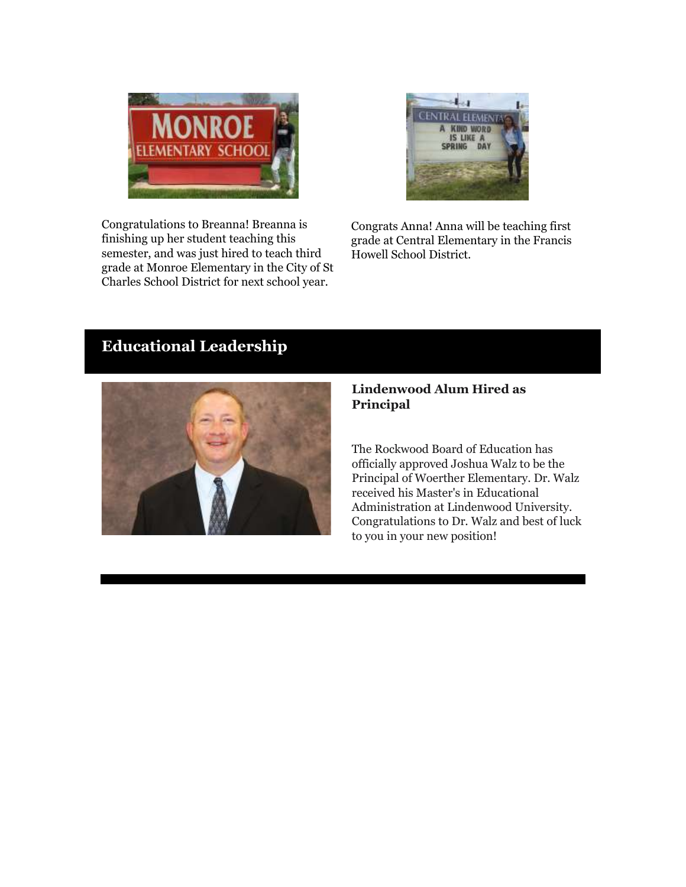Congratulations to Breanna! Breanna is finishing up her student teaching this semester, and was just hired to teach third grade at Monroe Elementary in the City of St Charles School District for next school year.

Congrats Anna! Anna will be teaching first grade at Central Elementary in the Francis Howell School District.

## Educational Leadership

### Lindenwood Alum Hired as Principal

The Rockwood Board of Education has officially approved Joshua Walz to be the Principal of Woerther Elementary. Dr. Walz received his Master's in Educational Administration at Lindenwood University. Congratulations to Dr. Walz and best of luck to you in your new position!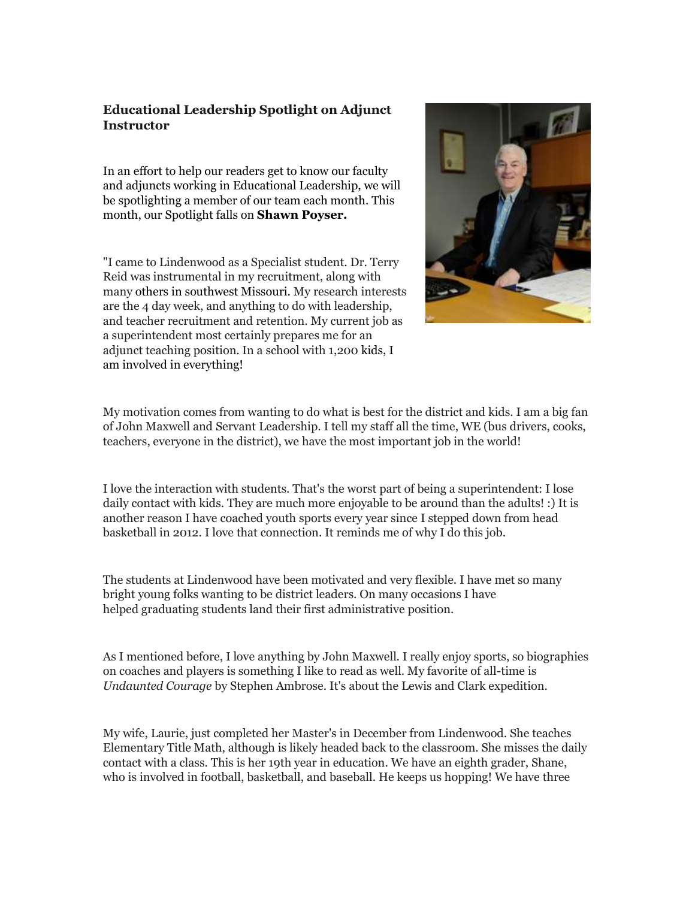### Educational Leadership Spotlight on Adjunct Instructor

In an effort to help our readers get to know our faculty and adjuncts working in Educational Leadership, we will be spotlighting a member of our team each month. This month, our Spotlight falls on **Shawn Poyser.**

"I came to Lindenwood as a Specialist student. Dr. Terry Reid was instrumental in my recruitment, along with many others in southwest Missouri. My research interests are the 4 day week, and anything to do with leadership, and teacher recruitment and retention. My current job as a superintendent most certainly prepares me for an adjunct teaching position. In a school with 1,200 kids, I am involved in everything!

My motivation comes from wanting to do what is best for the district and kids. I am a big fan of John Maxwell and Servant Leadership. I tell my staff all the time, WE (bus drivers, cooks, teachers, everyone in the district), we have the most important job in the world!

I love the interaction with students. That's the worst part of being a superintendent: I lose daily contact with kids. They are much more enjoyable to be around than the adults! :) It is another reason I have coached youth sports every year since I stepped down from head basketball in 2012. I love that connection. It reminds me of why I do this job.

The students at Lindenwood have been motivated and very flexible. I have met so many bright young folks wanting to be district leaders. On many occasions I have helped graduating students land their first administrative position.

As I mentioned before, I love anything by John Maxwell. I really enjoy sports, so biographies on coaches and players is something I like to read as well. My favorite of all-time is *Undaunted Courage* by Stephen Ambrose. It's about the Lewis and Clark expedition.

My wife, Laurie, just completed her Master's in December from Lindenwood. She teaches Elementary Title Math, although is likely headed back to the classroom. She misses the daily contact with a class. This is her 19th year in education. We have an eighth grader, Shane, who is involved in football, basketball, and baseball. He keeps us hopping! We have three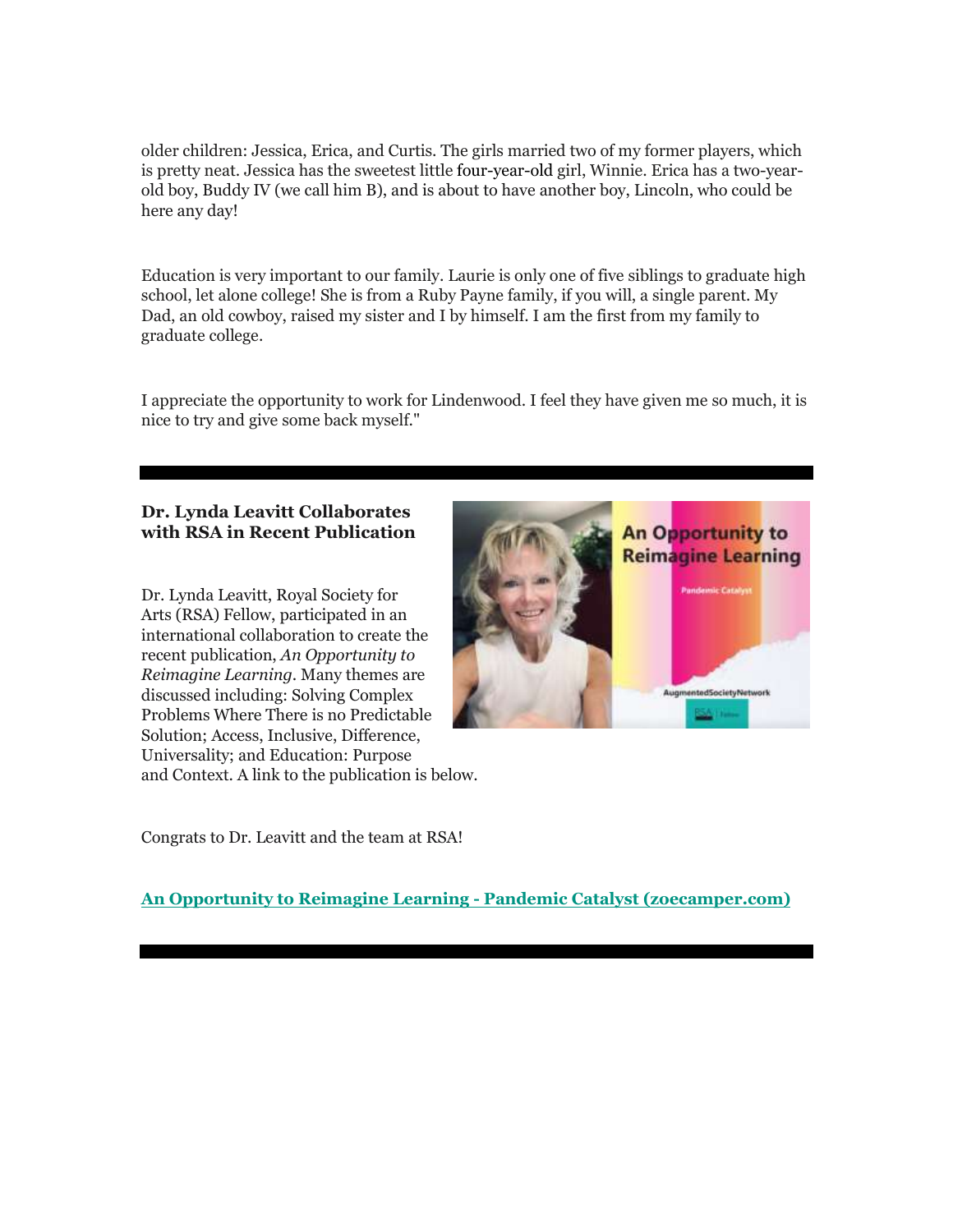older children: Jessica, Erica, and Curtis. The girls married two of my former players, which is pretty neat. Jessica has the sweetest little four-year-old girl, Winnie. Erica has a two-year-old boy, Buddy IV (we call him B), and is about to have another boy, Lincoln, who could be here any day!

Education is very important to our family. Laurie is only one of five siblings to graduate high school, let alone college! She is from a Ruby Payne family, if you will, a single parent. My Dad, an old cowboy, raised my sister and I by himself. I am the first from my family to graduate college.

I appreciate the opportunity to work for Lindenwood. I feel they have given me so much, it is nice to try and give some back myself."

---

**Dr. Lynda Leavitt Collaborates with RSA in Recent Publication**

Dr. Lynda Leavitt, Royal Society for Arts (RSA) Fellow, participated in an international collaboration to create the recent publication, *An Opportunity to Reimagine Learning*. Many themes are discussed including: Solving Complex Problems Where There is no Predictable Solution; Access, Inclusive, Difference, Universality; and Education: Purpose and Context. A link to the publication is below.

Congrats to Dr. Leavitt and the team at RSA!

**An Opportunity to Reimagine Learning - Pandemic Catalyst (zoecamper.com)**

---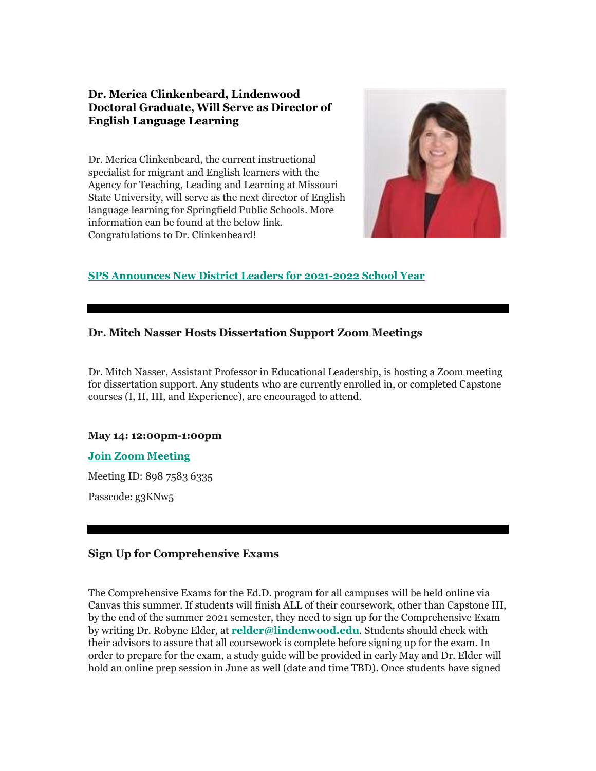### Dr. Merica Clinkenbeard, Lindenwood Doctoral Graduate, Will Serve as Director of English Language Learning

Dr. Merica Clinkenbeard, the current instructional specialist for migrant and English learners with the Agency for Teaching, Leading and Learning at Missouri State University, will serve as the next director of English language learning for Springfield Public Schools. More information can be found at the below link. Congratulations to Dr. Clinkenbeard!

**SPS Announces New District Leaders for 2021-2022 School Year**

---

### Dr. Mitch Nasser Hosts Dissertation Support Zoom Meetings

Dr. Mitch Nasser, Assistant Professor in Educational Leadership, is hosting a Zoom meeting for dissertation support. Any students who are currently enrolled in, or completed Capstone courses (I, II, III, and Experience), are encouraged to attend.

**May 14: 12:00pm-1:00pm**

**Join Zoom Meeting**

Meeting ID: 898 7583 6335

Passcode: g3KNw5

---

### Sign Up for Comprehensive Exams

The Comprehensive Exams for the Ed.D. program for all campuses will be held online via Canvas this summer. If students will finish ALL of their coursework, other than Capstone III, by the end of the summer 2021 semester, they need to sign up for the Comprehensive Exam by writing Dr. Robyne Elder, at **relder@lindenwood.edu**. Students should check with their advisors to assure that all coursework is complete before signing up for the exam. In order to prepare for the exam, a study guide will be provided in early May and Dr. Elder will hold an online prep session in June as well (date and time TBD). Once students have signed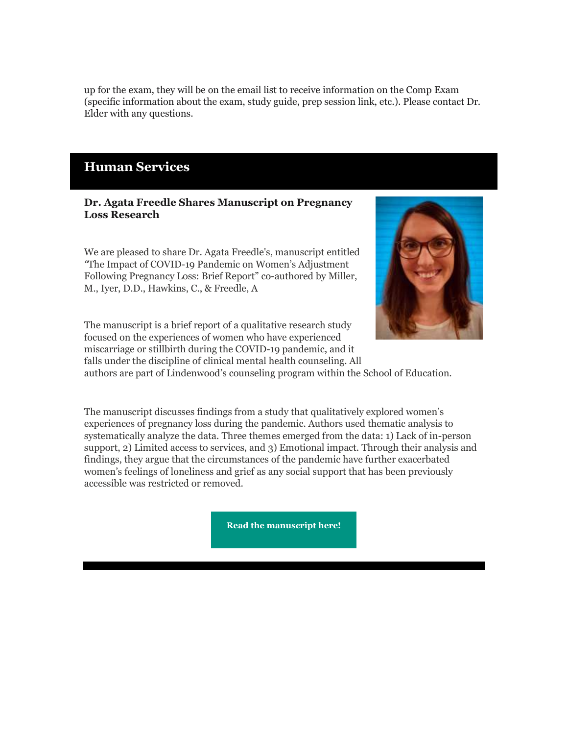up for the exam, they will be on the email list to receive information on the Comp Exam (specific information about the exam, study guide, prep session link, etc.). Please contact Dr. Elder with any questions.

## Human Services

**Dr. Agata Freedle Shares Manuscript on Pregnancy Loss Research**

We are pleased to share Dr. Agata Freedle's, manuscript entitled "The Impact of COVID-19 Pandemic on Women's Adjustment Following Pregnancy Loss: Brief Report" co-authored by Miller, M., Iyer, D.D., Hawkins, C., & Freedle, A

The manuscript is a brief report of a qualitative research study focused on the experiences of women who have experienced miscarriage or stillbirth during the COVID-19 pandemic, and it falls under the discipline of clinical mental health counseling. All authors are part of Lindenwood's counseling program within the School of Education.

The manuscript discusses findings from a study that qualitatively explored women's experiences of pregnancy loss during the pandemic. Authors used thematic analysis to systematically analyze the data. Three themes emerged from the data: 1) Lack of in-person support, 2) Limited access to services, and 3) Emotional impact. Through their analysis and findings, they argue that the circumstances of the pandemic have further exacerbated women's feelings of loneliness and grief as any social support that has been previously accessible was restricted or removed.

**Read the manuscript here!**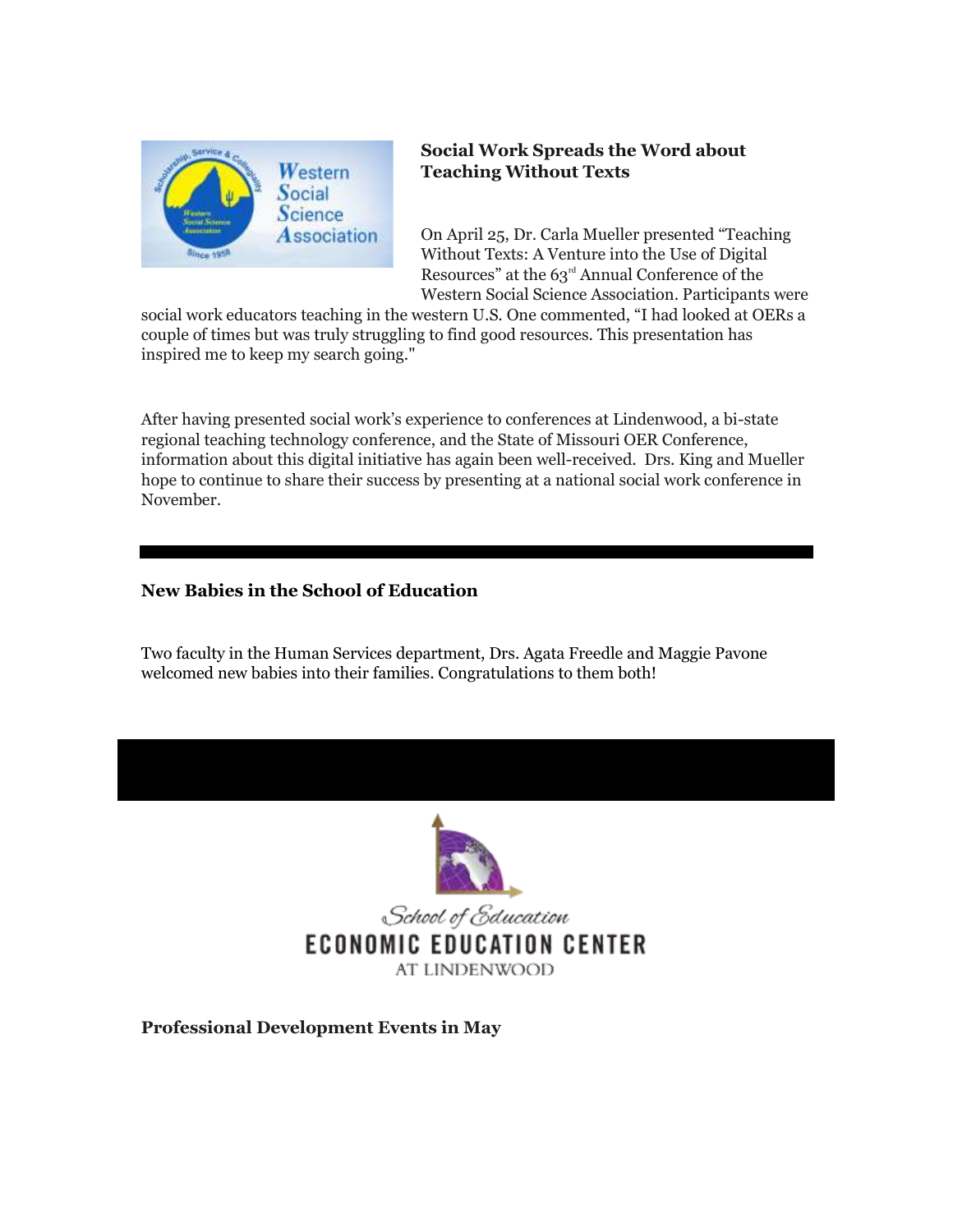### Social Work Spreads the Word about Teaching Without Texts

On April 25, Dr. Carla Mueller presented "Teaching Without Texts: A Venture into the Use of Digital Resources" at the 63rd Annual Conference of the Western Social Science Association. Participants were social work educators teaching in the western U.S. One commented, "I had looked at OERs a couple of times but was truly struggling to find good resources. This presentation has inspired me to keep my search going."

After having presented social work's experience to conferences at Lindenwood, a bi-state regional teaching technology conference, and the State of Missouri OER Conference, information about this digital initiative has again been well-received. Drs. King and Mueller hope to continue to share their success by presenting at a national social work conference in November.

---

### New Babies in the School of Education

Two faculty in the Human Services department, Drs. Agata Freedle and Maggie Pavone welcomed new babies into their families. Congratulations to them both!

---

### Professional Development Events in May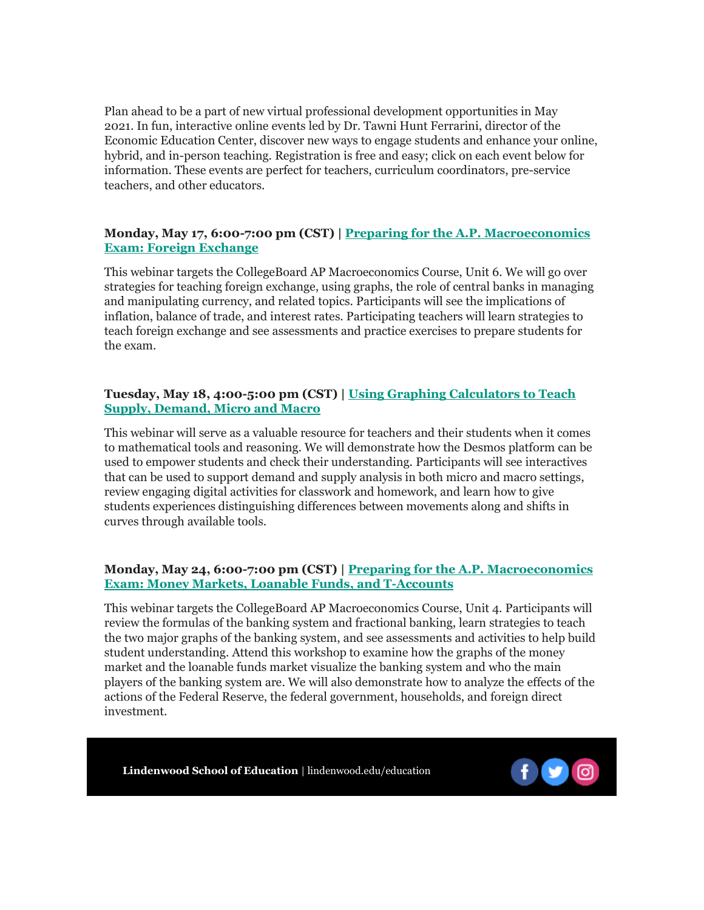Plan ahead to be a part of new virtual professional development opportunities in May 2021. In fun, interactive online events led by Dr. Tawni Hunt Ferrarini, director of the Economic Education Center, discover new ways to engage students and enhance your online, hybrid, and in-person teaching. Registration is free and easy; click on each event below for information. These events are perfect for teachers, curriculum coordinators, pre-service teachers, and other educators.

**Monday, May 17, 6:00-7:00 pm (CST) | Preparing for the A.P. Macroeconomics Exam: Foreign Exchange**

This webinar targets the CollegeBoard AP Macroeconomics Course, Unit 6. We will go over strategies for teaching foreign exchange, using graphs, the role of central banks in managing and manipulating currency, and related topics. Participants will see the implications of inflation, balance of trade, and interest rates. Participating teachers will learn strategies to teach foreign exchange and see assessments and practice exercises to prepare students for the exam.

**Tuesday, May 18, 4:00-5:00 pm (CST) | Using Graphing Calculators to Teach Supply, Demand, Micro and Macro**

This webinar will serve as a valuable resource for teachers and their students when it comes to mathematical tools and reasoning. We will demonstrate how the Desmos platform can be used to empower students and check their understanding. Participants will see interactives that can be used to support demand and supply analysis in both micro and macro settings, review engaging digital activities for classwork and homework, and learn how to give students experiences distinguishing differences between movements along and shifts in curves through available tools.

**Monday, May 24, 6:00-7:00 pm (CST) | Preparing for the A.P. Macroeconomics Exam: Money Markets, Loanable Funds, and T-Accounts**

This webinar targets the CollegeBoard AP Macroeconomics Course, Unit 4. Participants will review the formulas of the banking system and fractional banking, learn strategies to teach the two major graphs of the banking system, and see assessments and activities to help build student understanding. Attend this workshop to examine how the graphs of the money market and the loanable funds market visualize the banking system and who the main players of the banking system are. We will also demonstrate how to analyze the effects of the actions of the Federal Reserve, the federal government, households, and foreign direct investment.

**Lindenwood School of Education** | lindenwood.edu/education